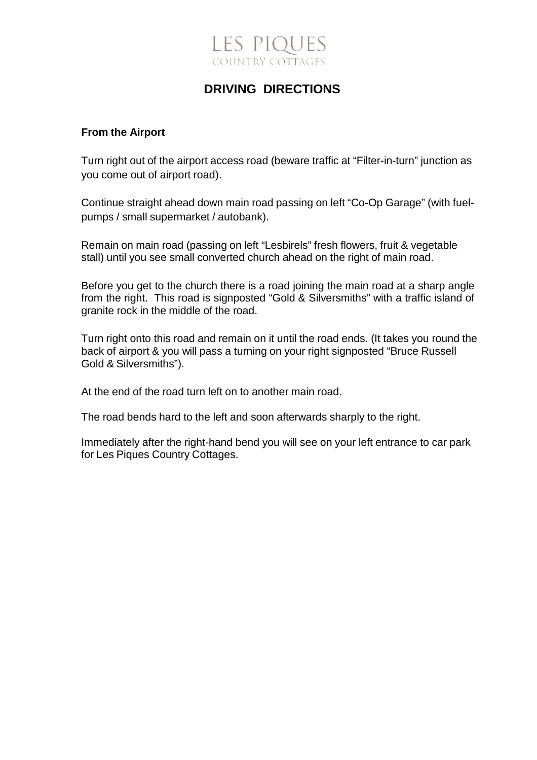# LES PIQUES

COUNTRY COTTAGES

## DRIVING DIRECTIONS

**From the Airport**

Turn right out of the airport access road (beware traffic at "Filter-in-turn" junction as you come out of airport road).

Continue straight ahead down main road passing on left "Co-Op Garage" (with fuel-pumps / small supermarket / autobank).

Remain on main road (passing on left "Lesbirels" fresh flowers, fruit & vegetable stall) until you see small converted church ahead on the right of main road.

Before you get to the church there is a road joining the main road at a sharp angle from the right. This road is signposted "Gold & Silversmiths" with a traffic island of granite rock in the middle of the road.

Turn right onto this road and remain on it until the road ends. (It takes you round the back of airport & you will pass a turning on your right signposted "Bruce Russell Gold & Silversmiths").

At the end of the road turn left on to another main road.

The road bends hard to the left and soon afterwards sharply to the right.

Immediately after the right-hand bend you will see on your left entrance to car park for Les Piques Country Cottages.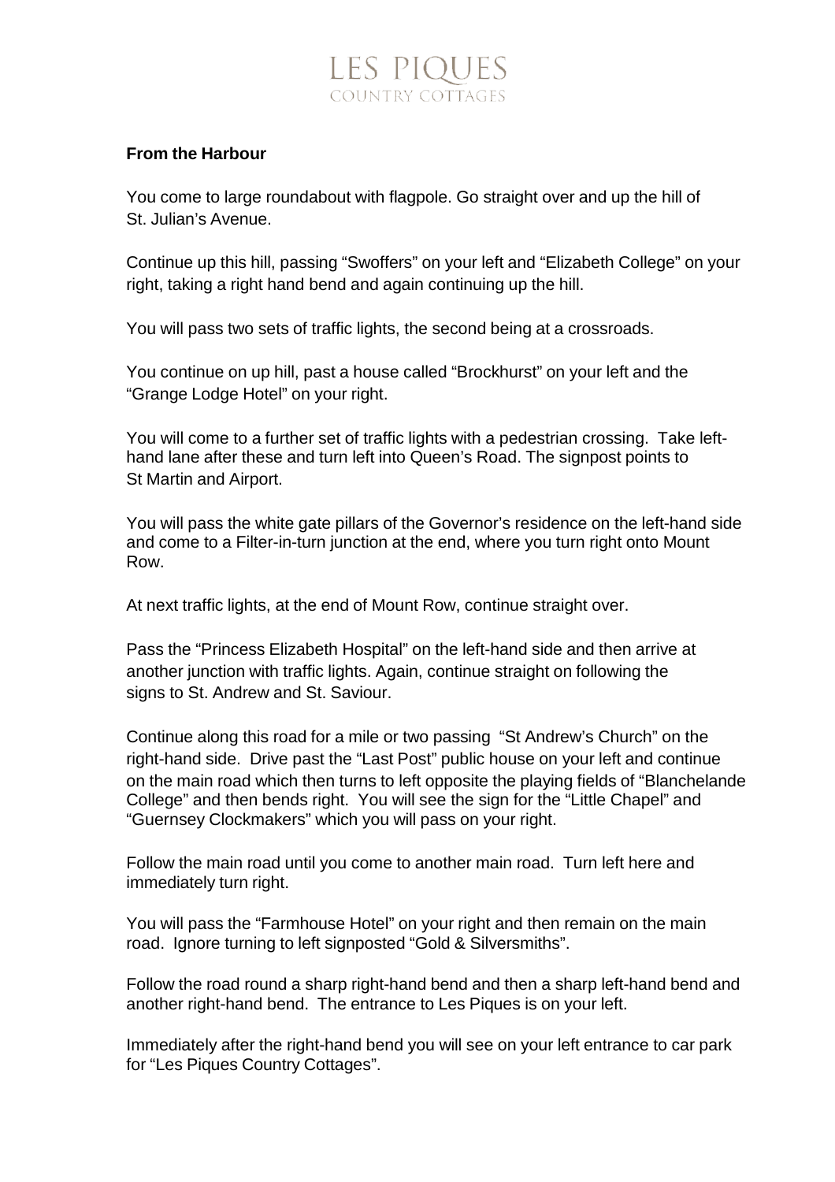LES PIQUES
COUNTRY COTTAGES

**From the Harbour**

You come to large roundabout with flagpole. Go straight over and up the hill of St. Julian's Avenue.

Continue up this hill, passing "Swoffers" on your left and "Elizabeth College" on your right, taking a right hand bend and again continuing up the hill.

You will pass two sets of traffic lights, the second being at a crossroads.

You continue on up hill, past a house called "Brockhurst" on your left and the "Grange Lodge Hotel" on your right.

You will come to a further set of traffic lights with a pedestrian crossing. Take left-hand lane after these and turn left into Queen's Road. The signpost points to St Martin and Airport.

You will pass the white gate pillars of the Governor's residence on the left-hand side and come to a Filter-in-turn junction at the end, where you turn right onto Mount Row.

At next traffic lights, at the end of Mount Row, continue straight over.

Pass the "Princess Elizabeth Hospital" on the left-hand side and then arrive at another junction with traffic lights. Again, continue straight on following the signs to St. Andrew and St. Saviour.

Continue along this road for a mile or two passing "St Andrew's Church" on the right-hand side. Drive past the "Last Post" public house on your left and continue on the main road which then turns to left opposite the playing fields of "Blanchelande College" and then bends right. You will see the sign for the "Little Chapel" and "Guernsey Clockmakers" which you will pass on your right.

Follow the main road until you come to another main road. Turn left here and immediately turn right.

You will pass the "Farmhouse Hotel" on your right and then remain on the main road. Ignore turning to left signposted "Gold & Silversmiths".

Follow the road round a sharp right-hand bend and then a sharp left-hand bend and another right-hand bend. The entrance to Les Piques is on your left.

Immediately after the right-hand bend you will see on your left entrance to car park for "Les Piques Country Cottages".